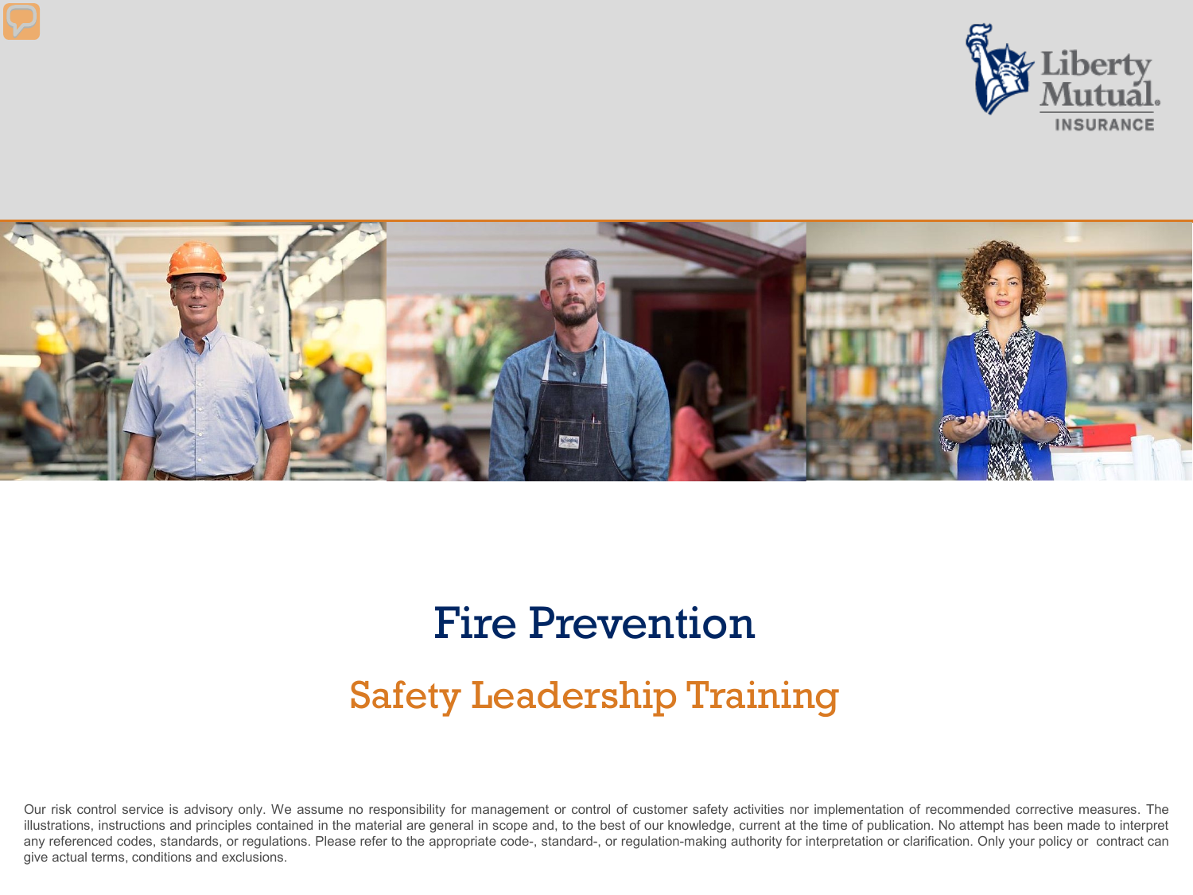# Fire Prevention

## Safety Leadership Training

Our risk control service is advisory only. We assume no responsibility for management or control of customer safety activities nor implementation of recommended corrective measures. The illustrations, instructions and principles contained in the material are general in scope and, to the best of our knowledge, current at the time of publication. No attempt has been made to interpret any referenced codes, standards, or regulations. Please refer to the appropriate code-, standard-, or regulation-making authority for interpretation or clarification. Only your policy or contract can give actual terms, conditions and exclusions.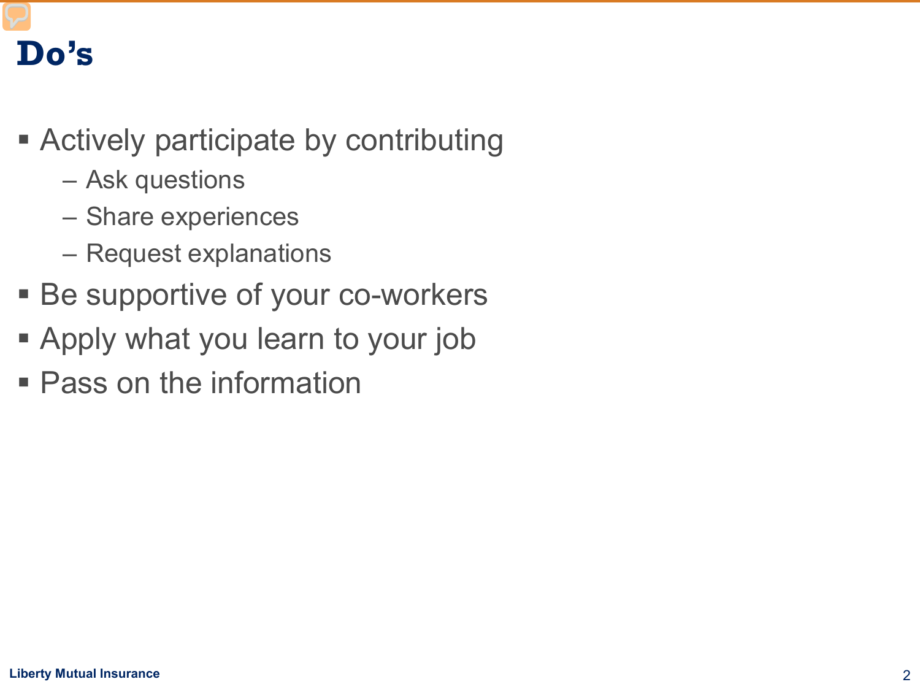# Do's

- Actively participate by contributing
  - Ask questions
  - Share experiences
  - Request explanations
- Be supportive of your co-workers
- Apply what you learn to your job
- Pass on the information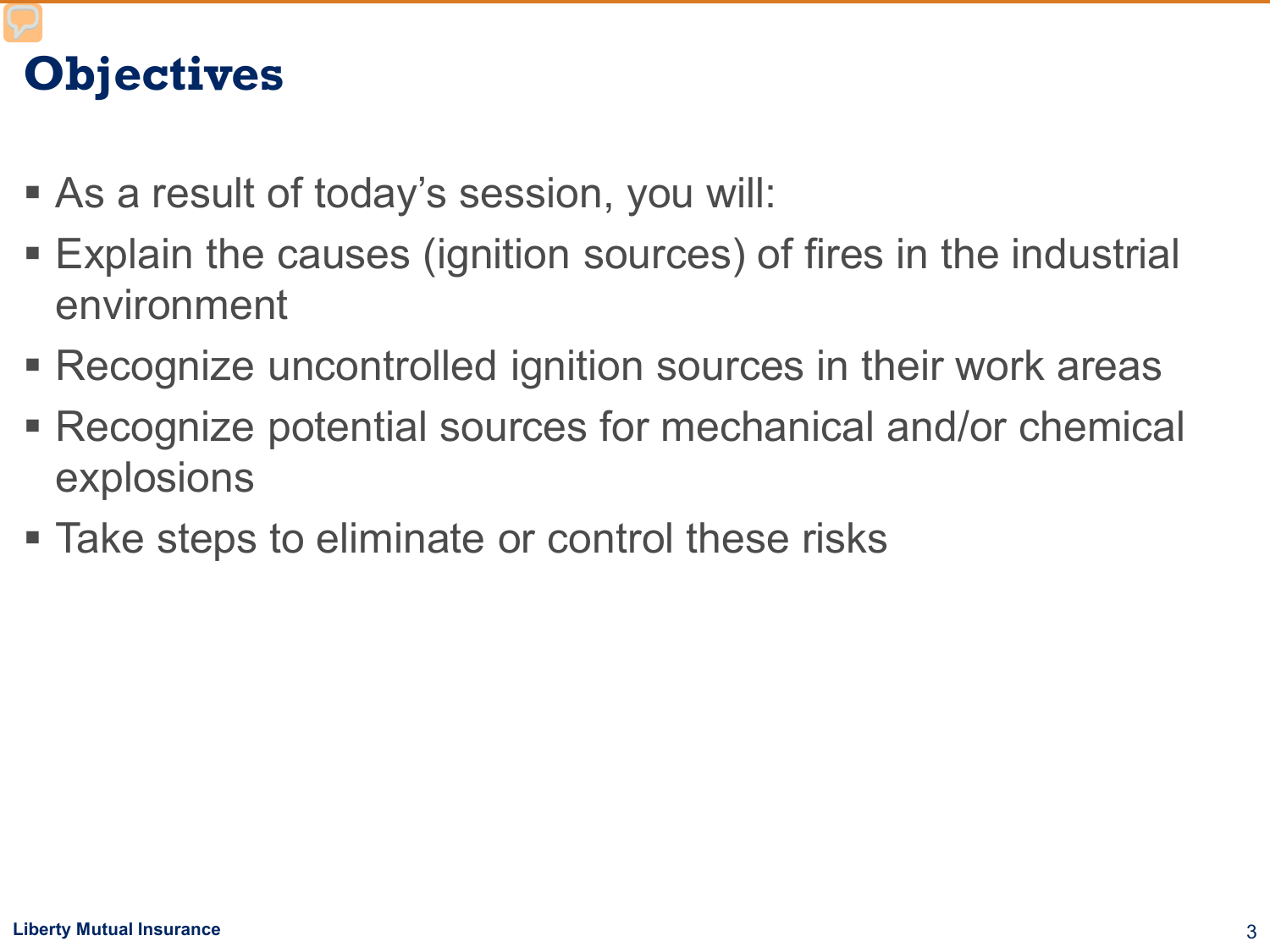# Objectives

- As a result of today's session, you will:
- Explain the causes (ignition sources) of fires in the industrial environment
- Recognize uncontrolled ignition sources in their work areas
- Recognize potential sources for mechanical and/or chemical explosions
- Take steps to eliminate or control these risks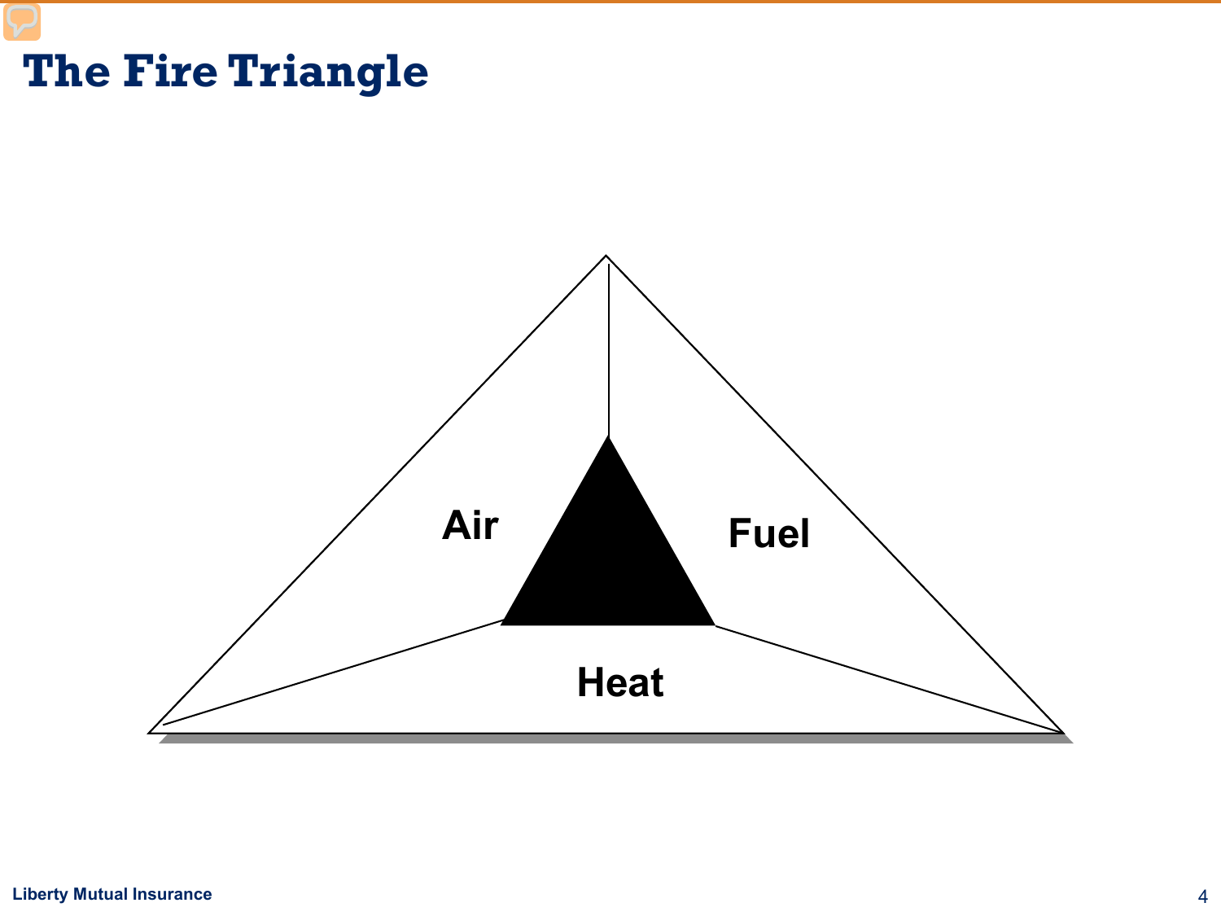# The Fire Triangle

Air

Fuel

Heat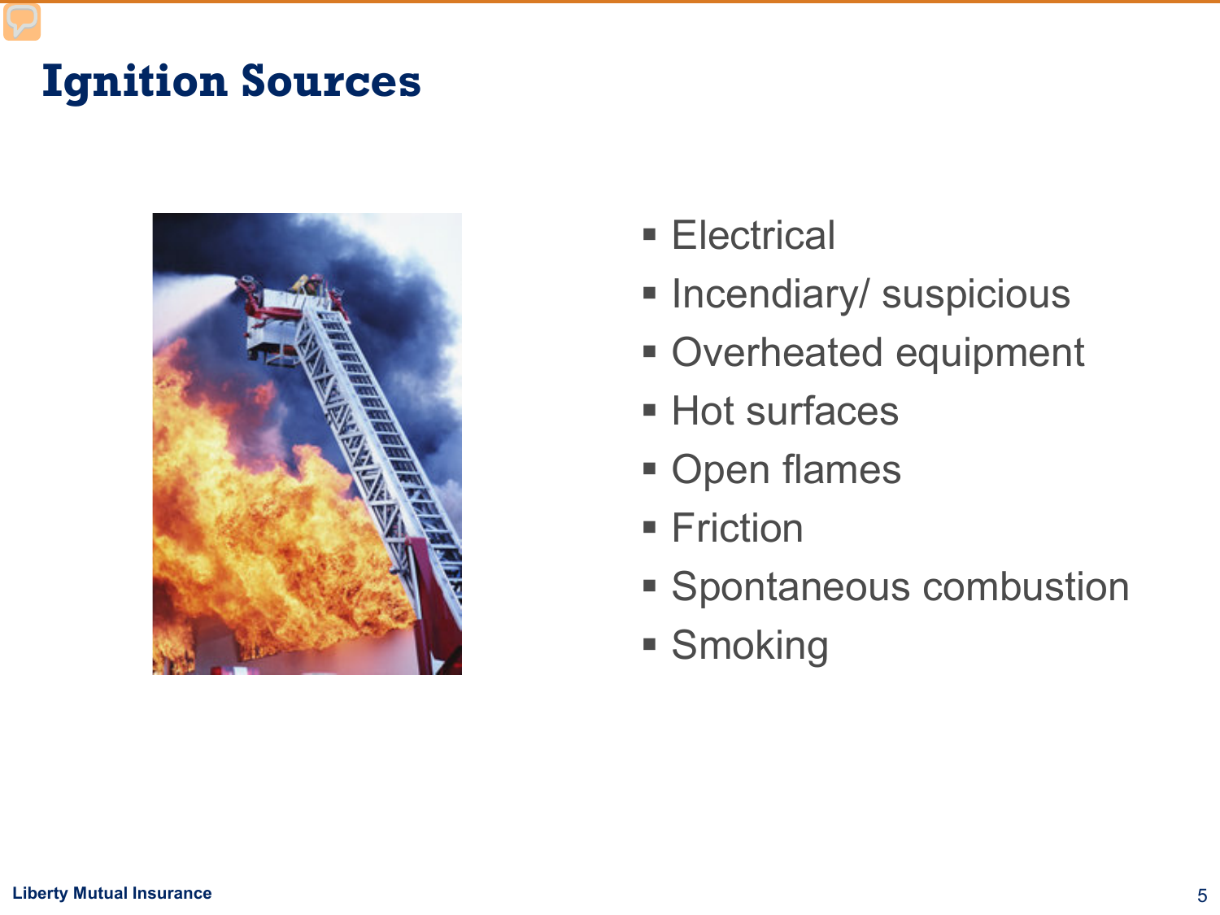# Ignition Sources

- Electrical
- Incendiary/ suspicious
- Overheated equipment
- Hot surfaces
- Open flames
- Friction
- Spontaneous combustion
- Smoking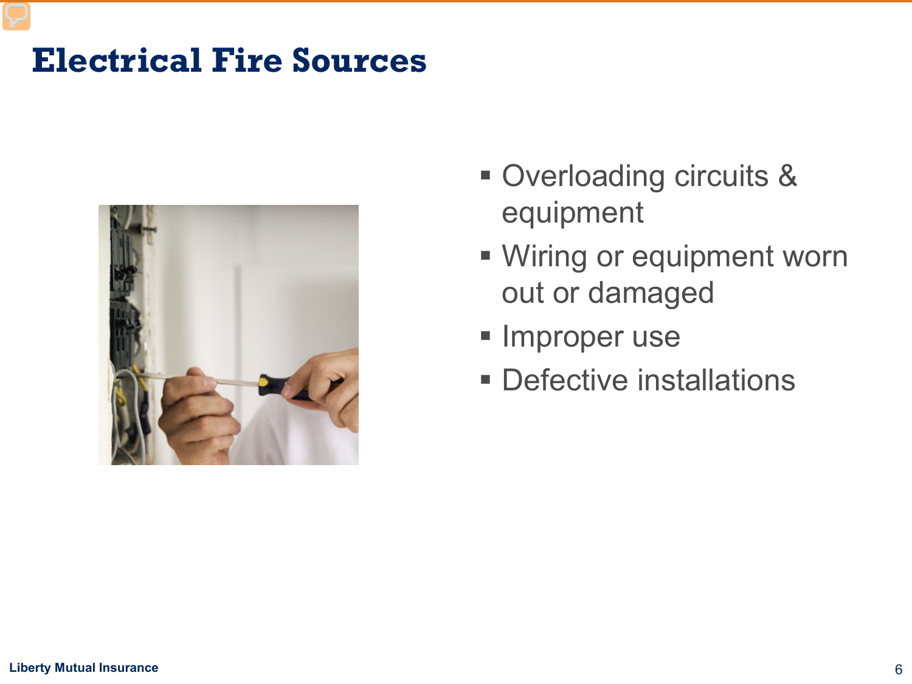# Electrical Fire Sources

- Overloading circuits & equipment
- Wiring or equipment worn out or damaged
- Improper use
- Defective installations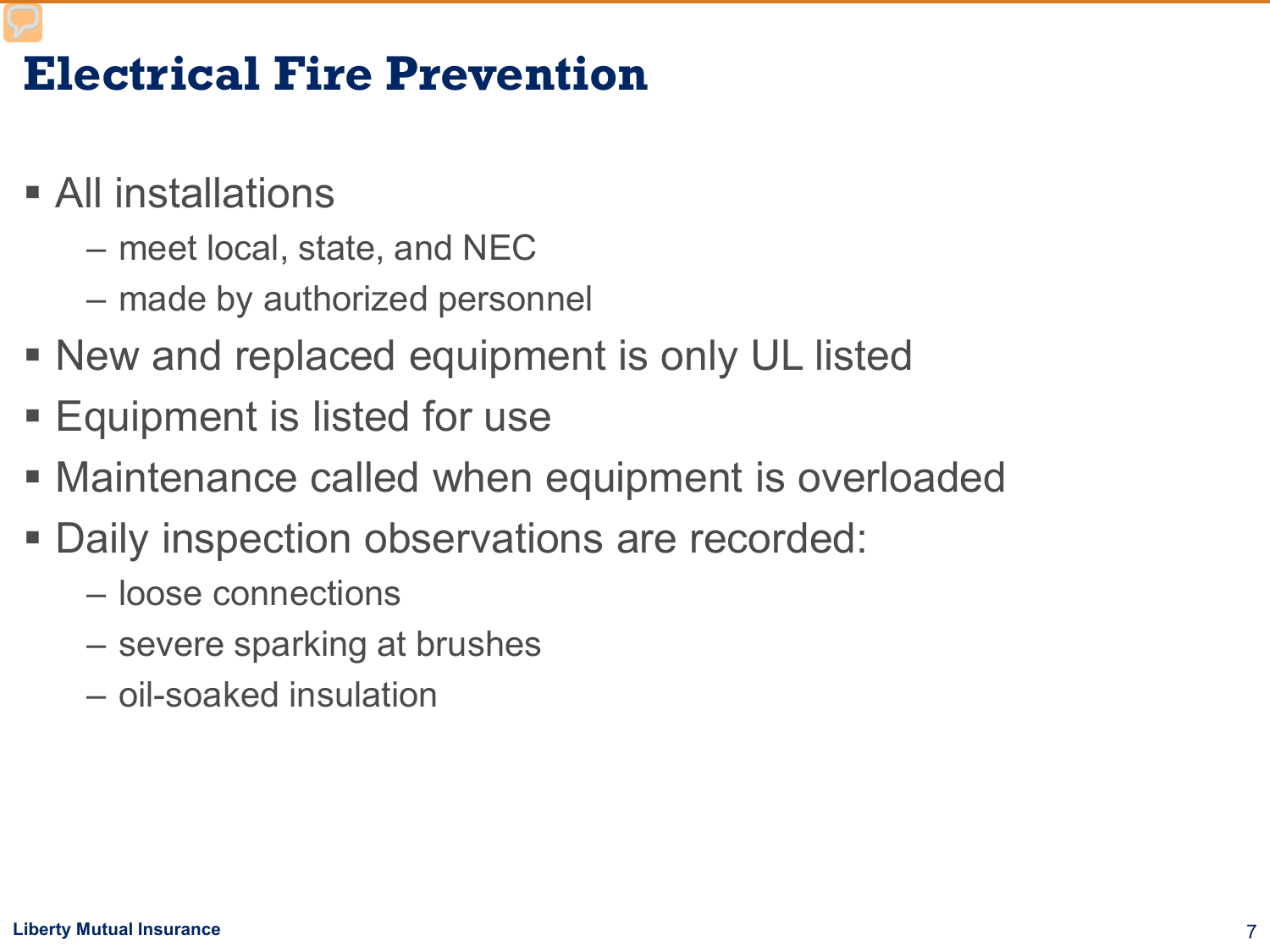# Electrical Fire Prevention

- All installations
  - meet local, state, and NEC
  - made by authorized personnel
- New and replaced equipment is only UL listed
- Equipment is listed for use
- Maintenance called when equipment is overloaded
- Daily inspection observations are recorded:
  - loose connections
  - severe sparking at brushes
  - oil-soaked insulation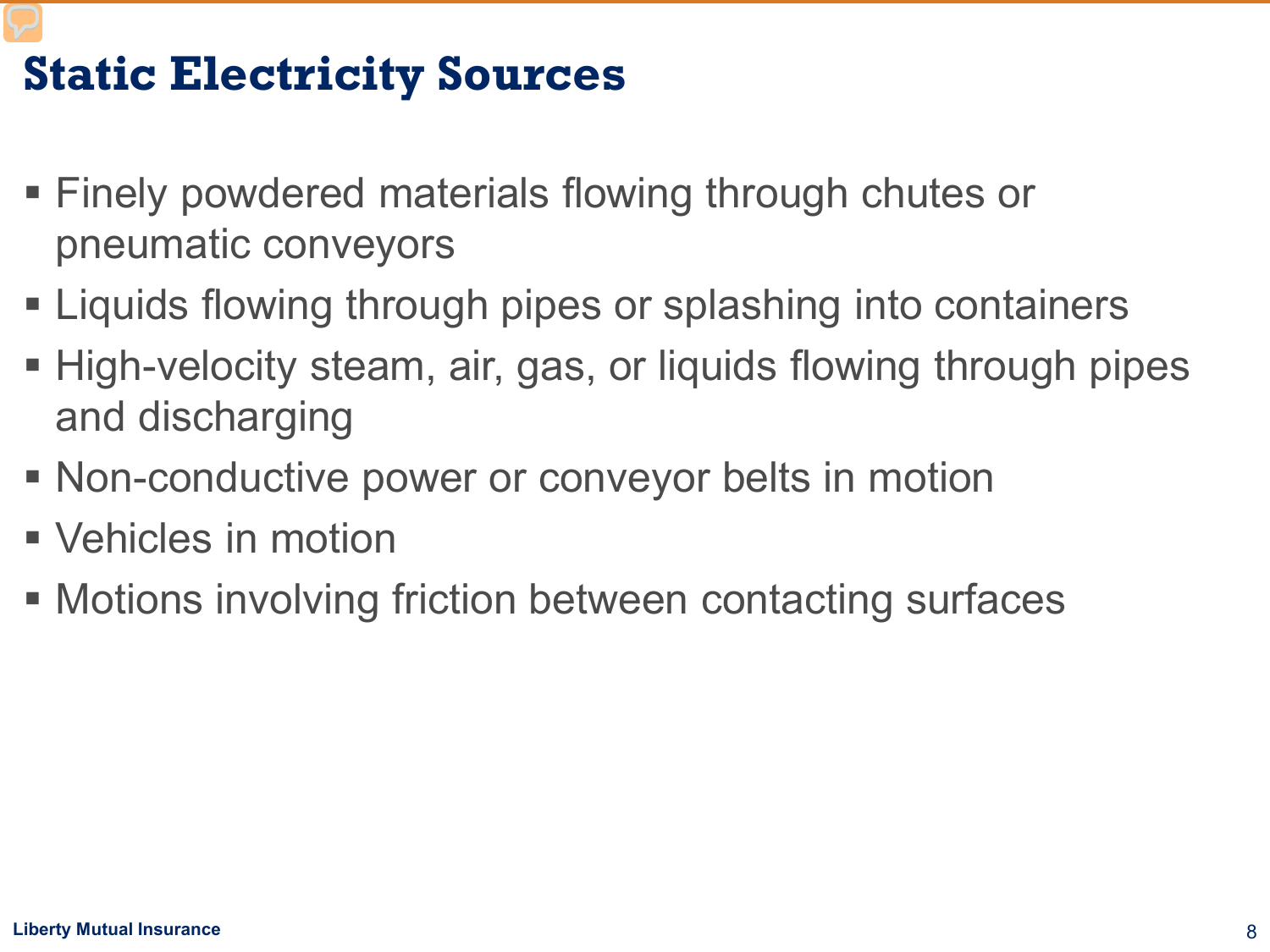# Static Electricity Sources

- Finely powdered materials flowing through chutes or pneumatic conveyors
- Liquids flowing through pipes or splashing into containers
- High-velocity steam, air, gas, or liquids flowing through pipes and discharging
- Non-conductive power or conveyor belts in motion
- Vehicles in motion
- Motions involving friction between contacting surfaces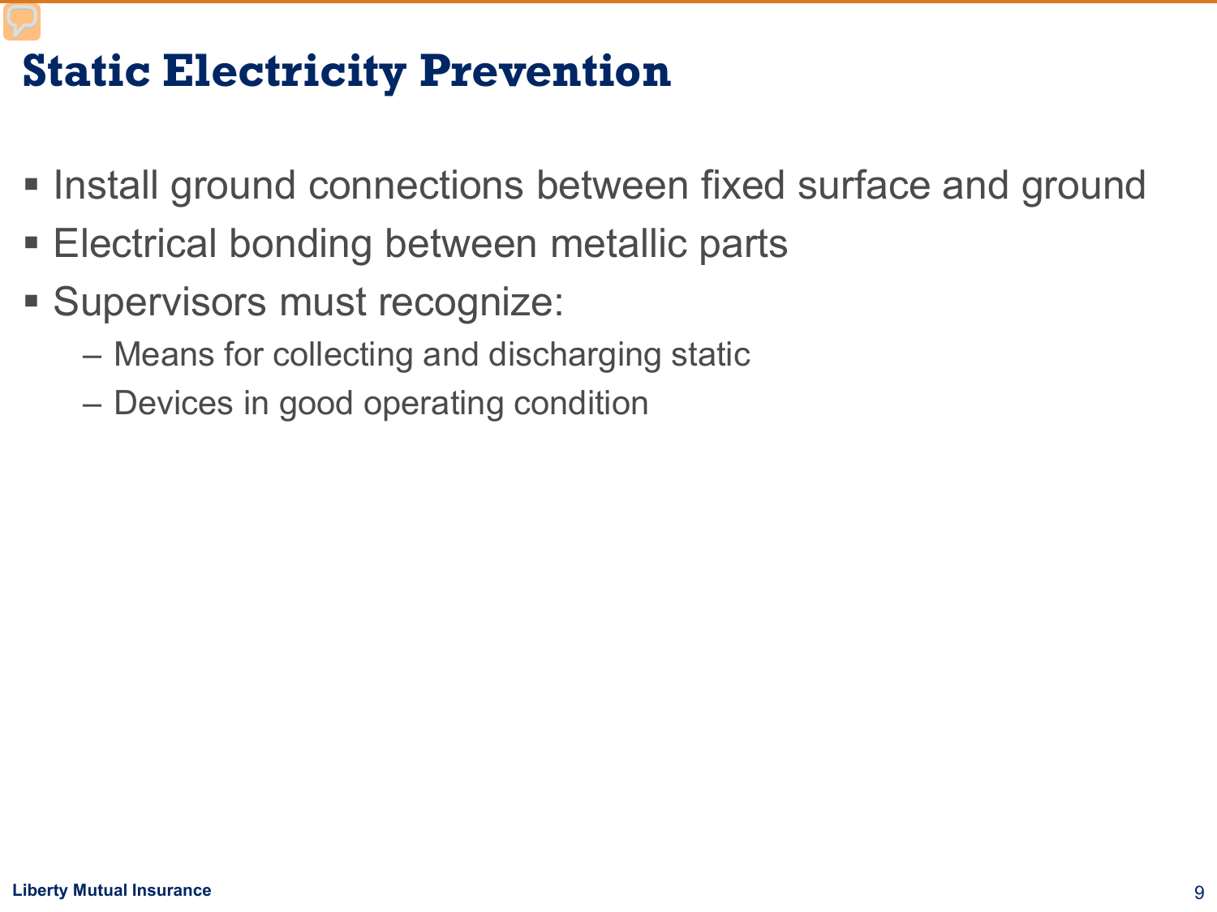# Static Electricity Prevention

- Install ground connections between fixed surface and ground
- Electrical bonding between metallic parts
- Supervisors must recognize:
  - Means for collecting and discharging static
  - Devices in good operating condition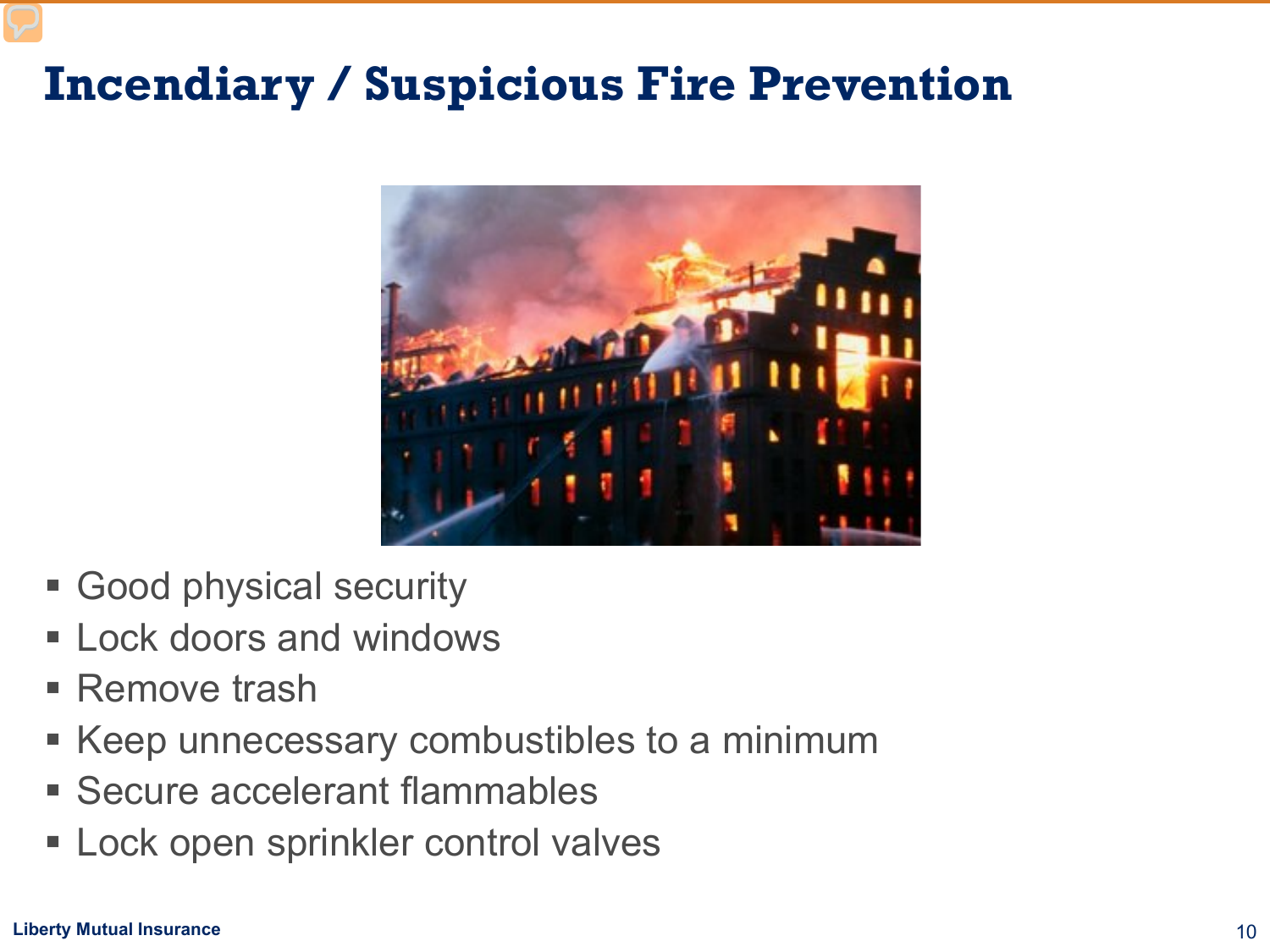# Incendiary / Suspicious Fire Prevention

- Good physical security
- Lock doors and windows
- Remove trash
- Keep unnecessary combustibles to a minimum
- Secure accelerant flammables
- Lock open sprinkler control valves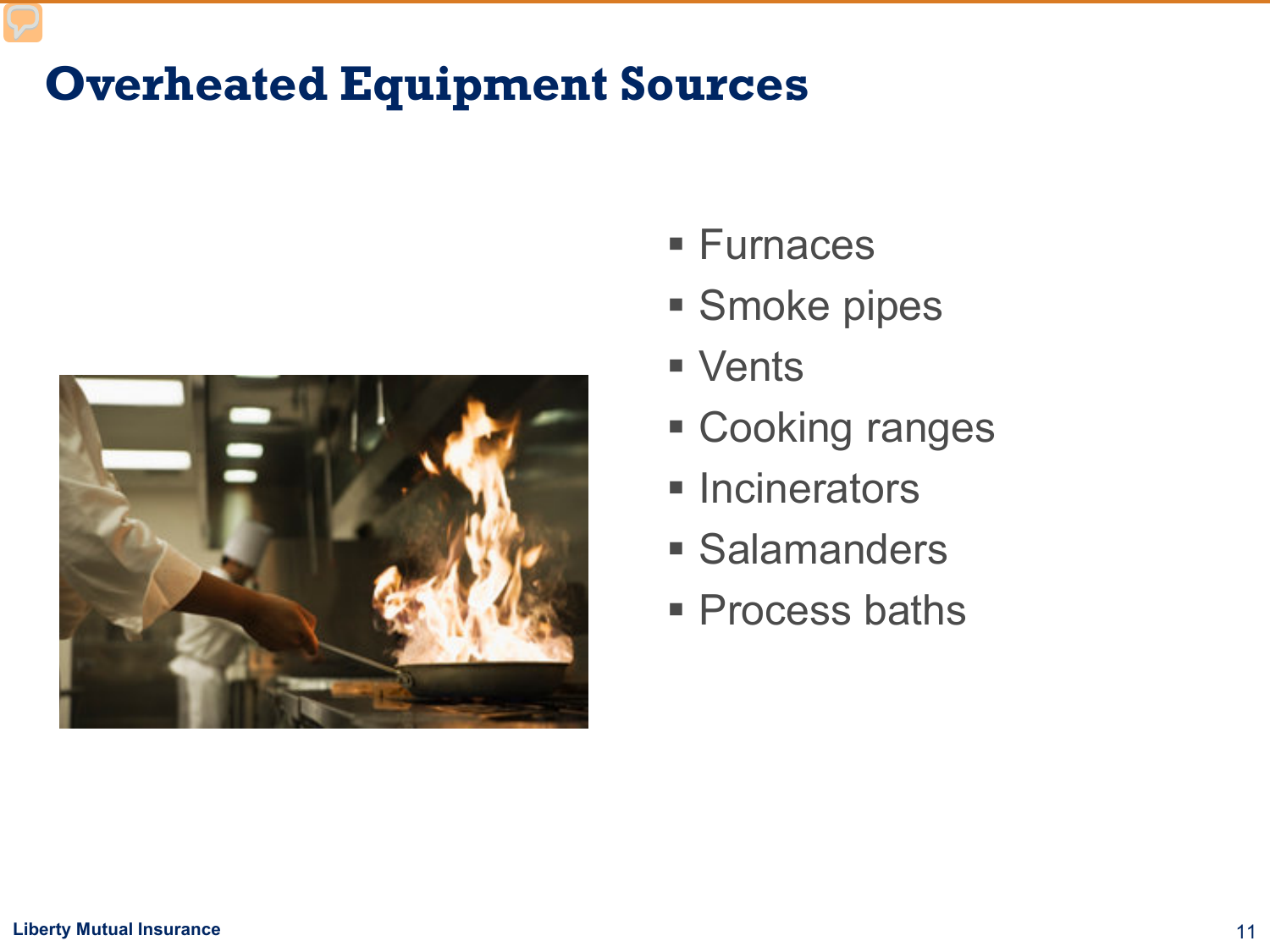# Overheated Equipment Sources

- Furnaces
- Smoke pipes
- Vents
- Cooking ranges
- Incinerators
- Salamanders
- Process baths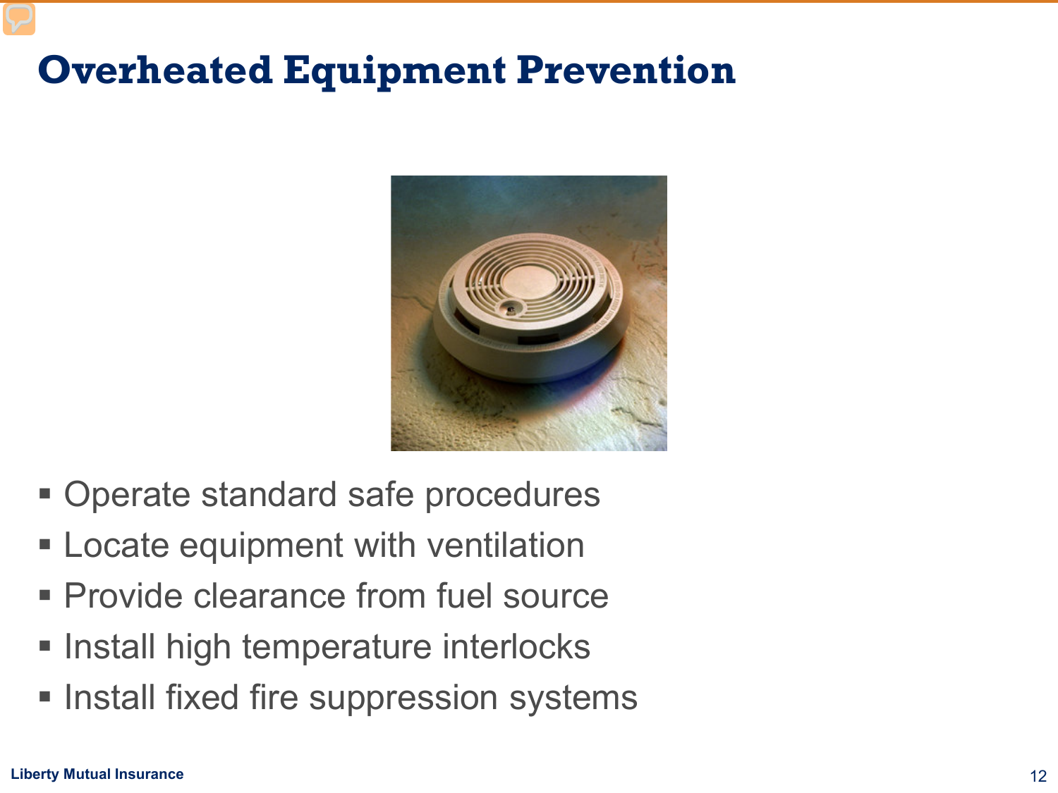# Overheated Equipment Prevention

- Operate standard safe procedures
- Locate equipment with ventilation
- Provide clearance from fuel source
- Install high temperature interlocks
- Install fixed fire suppression systems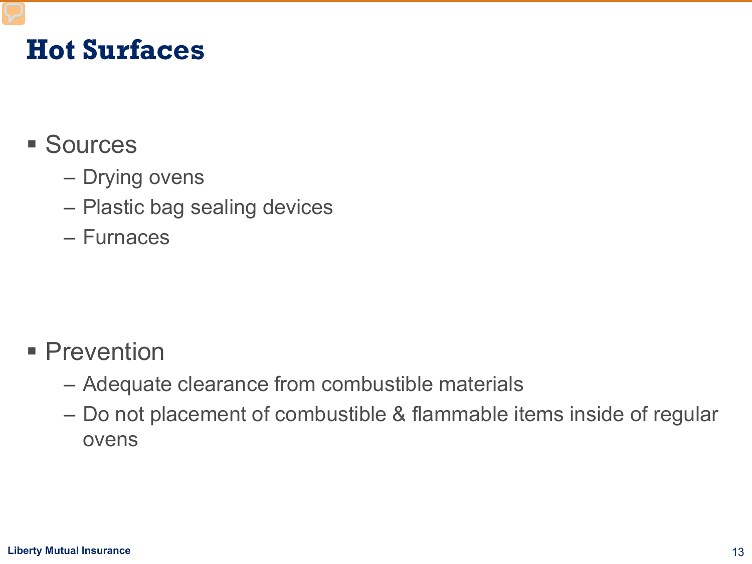# Hot Surfaces

- Sources
  - Drying ovens
  - Plastic bag sealing devices
  - Furnaces

- Prevention
  - Adequate clearance from combustible materials
  - Do not placement of combustible & flammable items inside of regular ovens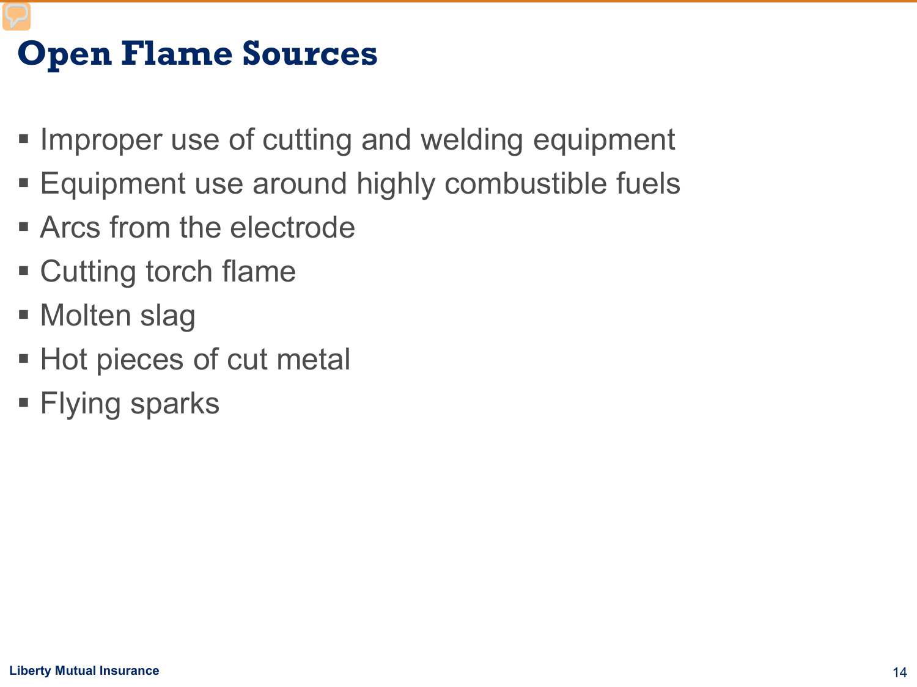# Open Flame Sources

- Improper use of cutting and welding equipment
- Equipment use around highly combustible fuels
- Arcs from the electrode
- Cutting torch flame
- Molten slag
- Hot pieces of cut metal
- Flying sparks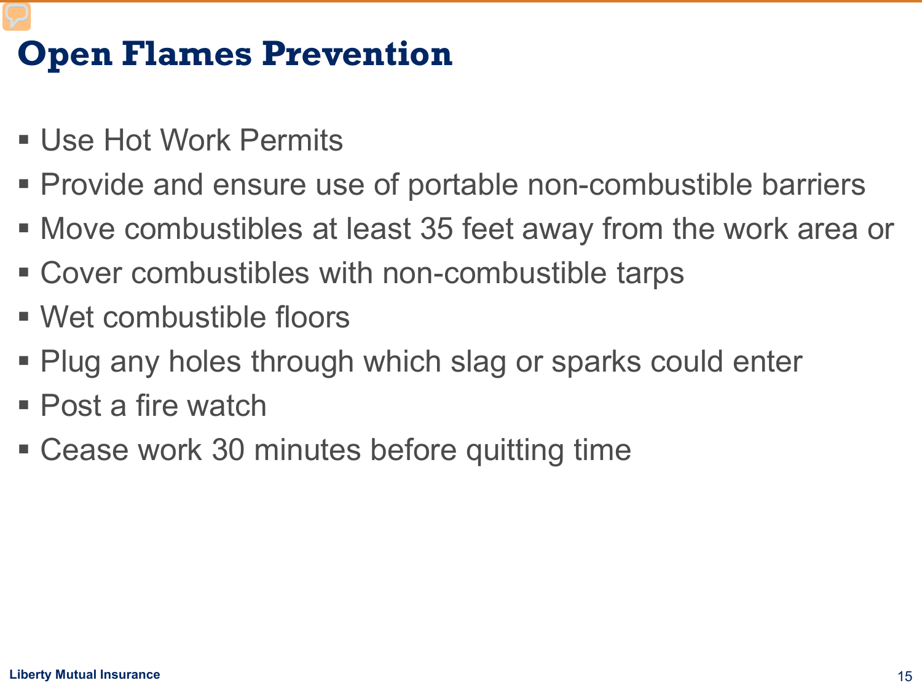# Open Flames Prevention

- Use Hot Work Permits
- Provide and ensure use of portable non-combustible barriers
- Move combustibles at least 35 feet away from the work area or
- Cover combustibles with non-combustible tarps
- Wet combustible floors
- Plug any holes through which slag or sparks could enter
- Post a fire watch
- Cease work 30 minutes before quitting time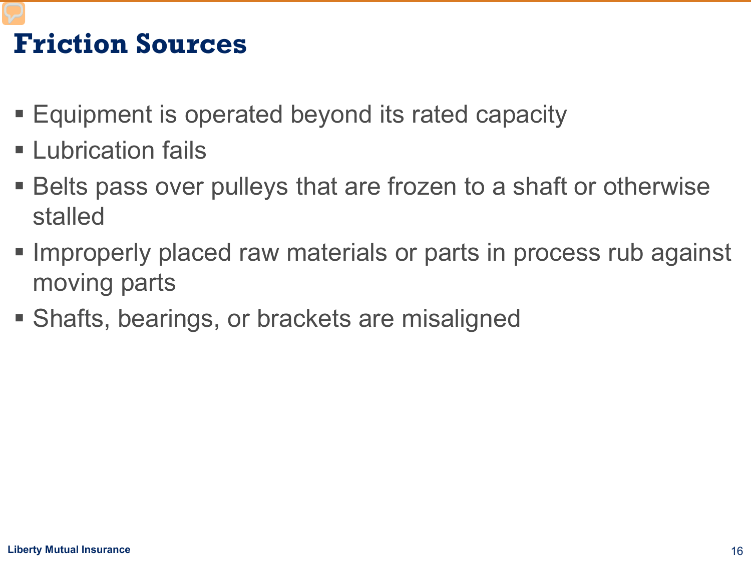# Friction Sources

- Equipment is operated beyond its rated capacity
- Lubrication fails
- Belts pass over pulleys that are frozen to a shaft or otherwise stalled
- Improperly placed raw materials or parts in process rub against moving parts
- Shafts, bearings, or brackets are misaligned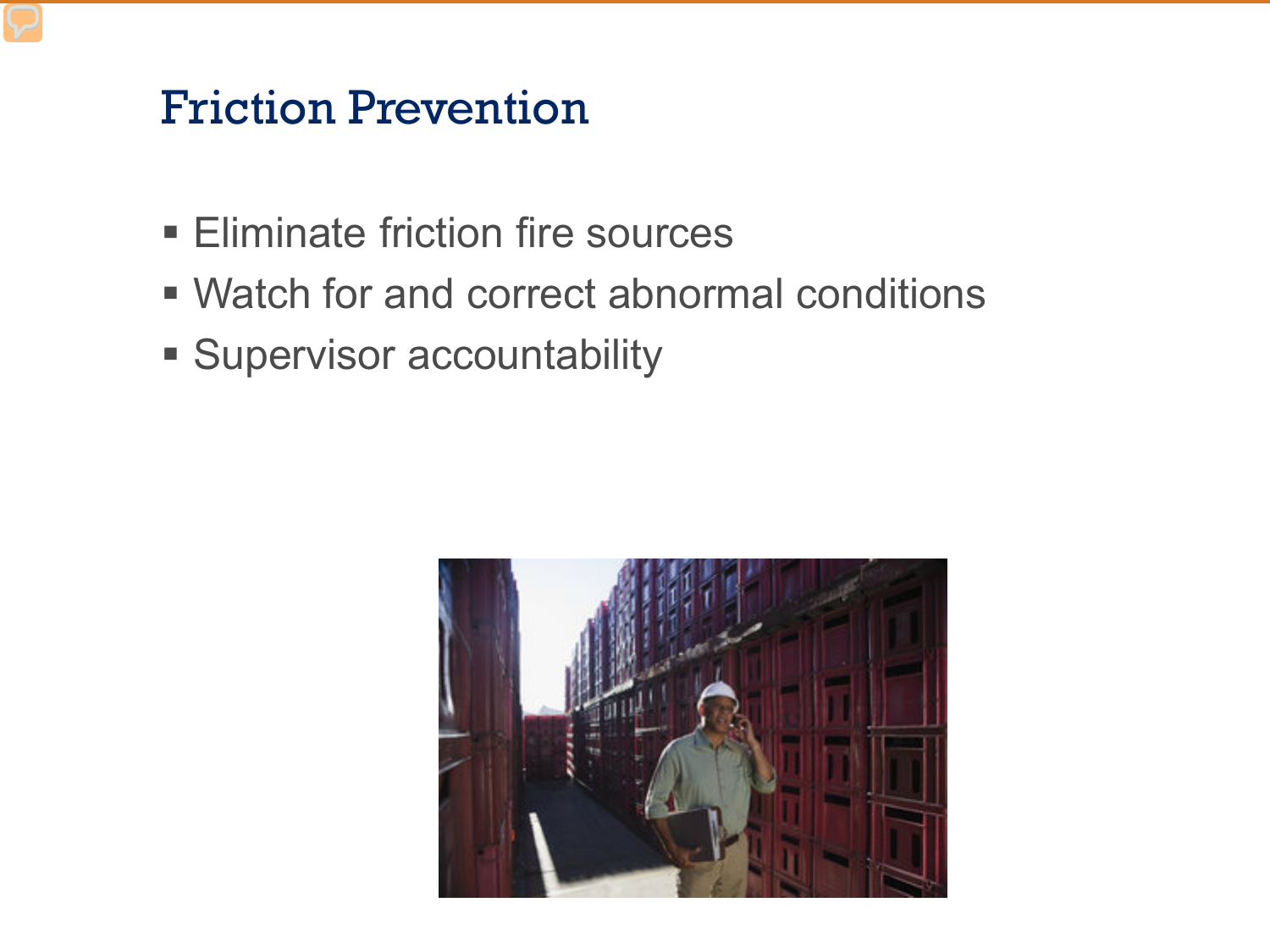# Friction Prevention

- Eliminate friction fire sources
- Watch for and correct abnormal conditions
- Supervisor accountability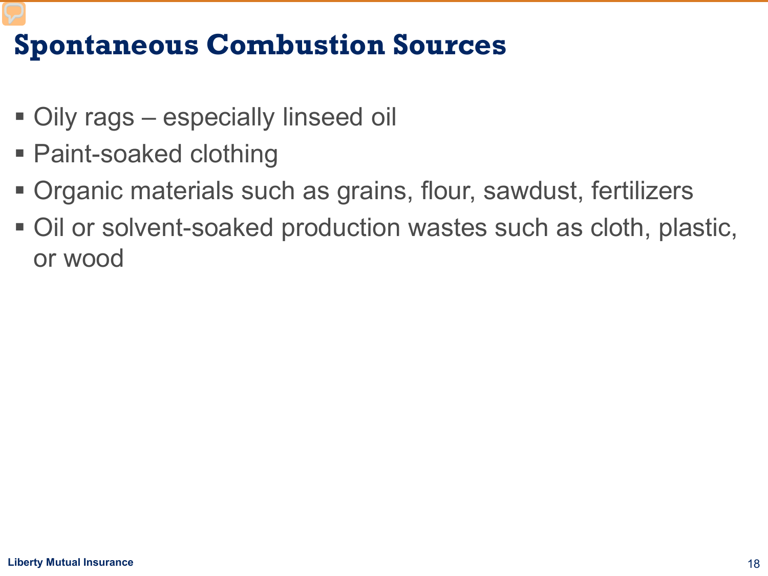# Spontaneous Combustion Sources

- Oily rags – especially linseed oil
- Paint-soaked clothing
- Organic materials such as grains, flour, sawdust, fertilizers
- Oil or solvent-soaked production wastes such as cloth, plastic, or wood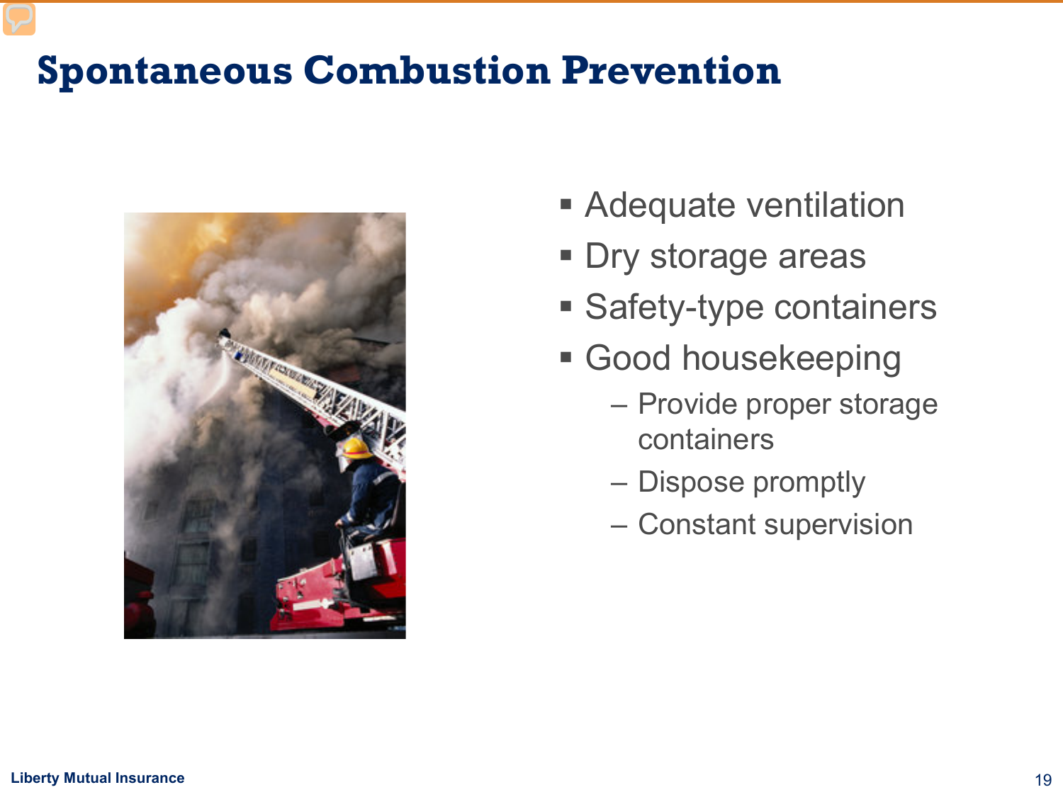# Spontaneous Combustion Prevention

- Adequate ventilation
- Dry storage areas
- Safety-type containers
- Good housekeeping
  - Provide proper storage containers
  - Dispose promptly
  - Constant supervision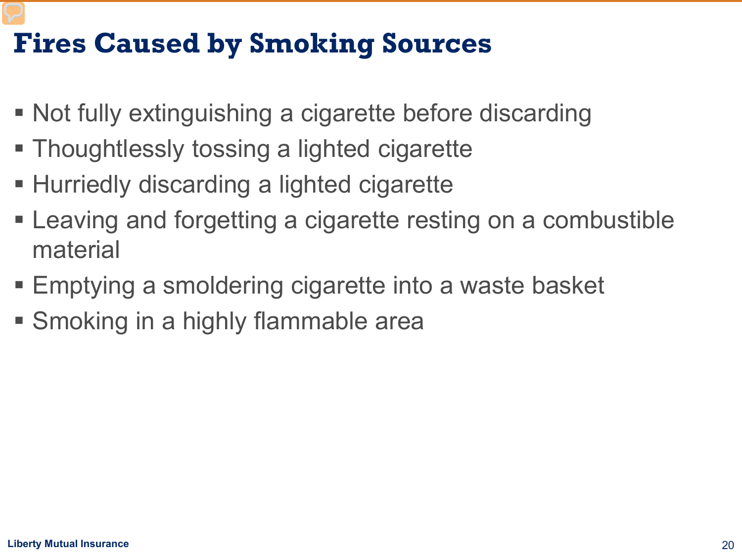# Fires Caused by Smoking Sources

- Not fully extinguishing a cigarette before discarding
- Thoughtlessly tossing a lighted cigarette
- Hurriedly discarding a lighted cigarette
- Leaving and forgetting a cigarette resting on a combustible material
- Emptying a smoldering cigarette into a waste basket
- Smoking in a highly flammable area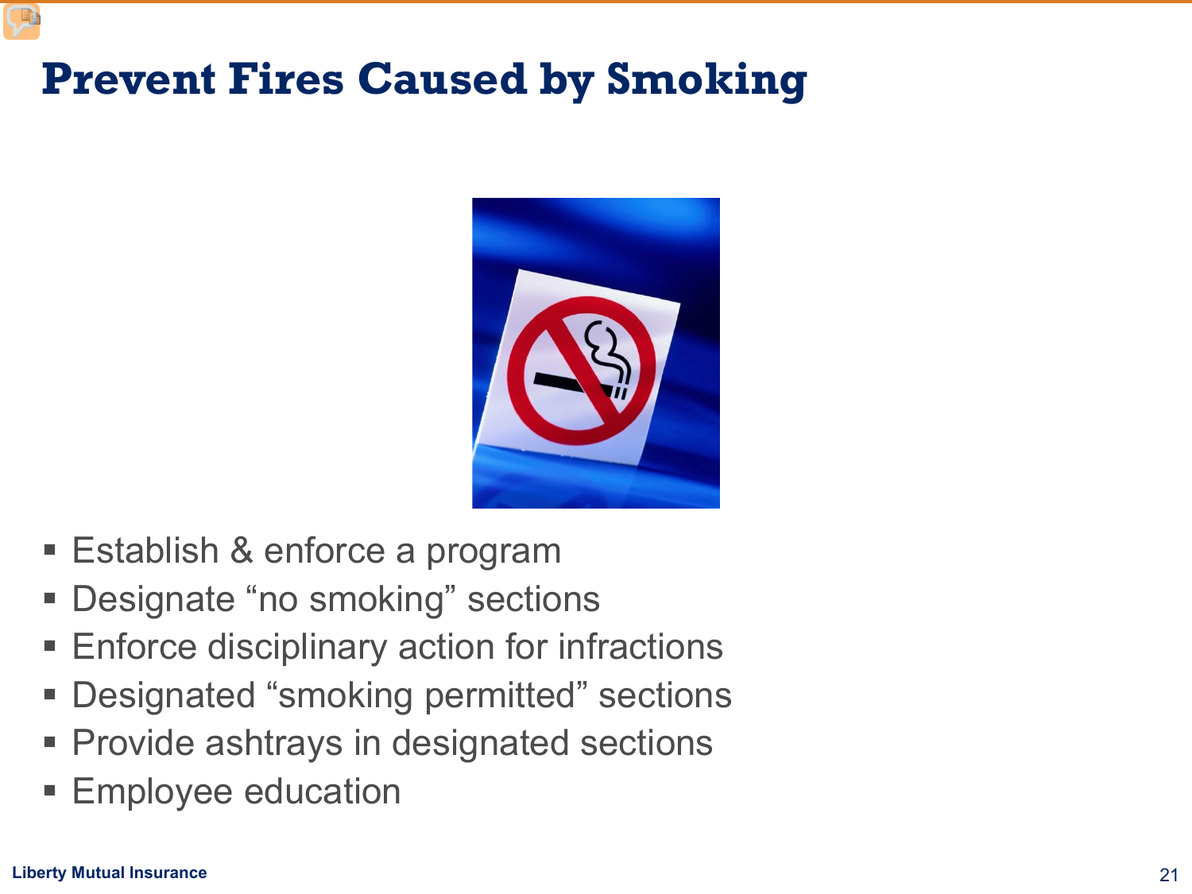# Prevent Fires Caused by Smoking

- Establish & enforce a program
- Designate “no smoking” sections
- Enforce disciplinary action for infractions
- Designated “smoking permitted” sections
- Provide ashtrays in designated sections
- Employee education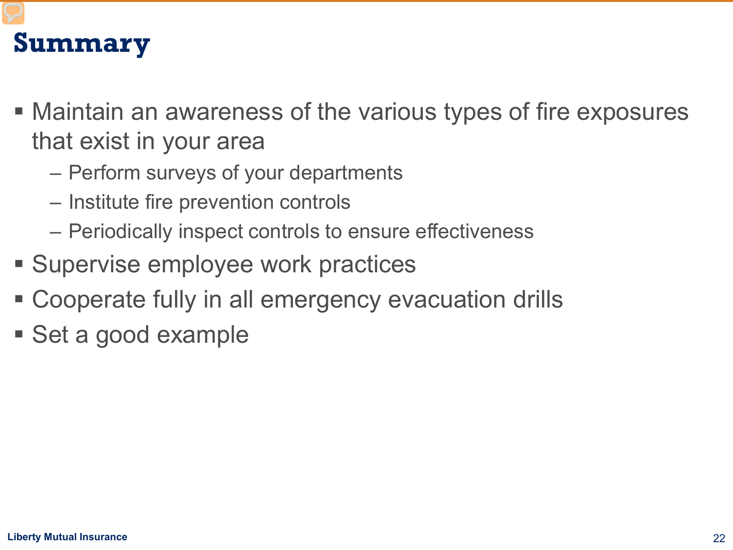# Summary

- Maintain an awareness of the various types of fire exposures that exist in your area
  - Perform surveys of your departments
  - Institute fire prevention controls
  - Periodically inspect controls to ensure effectiveness
- Supervise employee work practices
- Cooperate fully in all emergency evacuation drills
- Set a good example